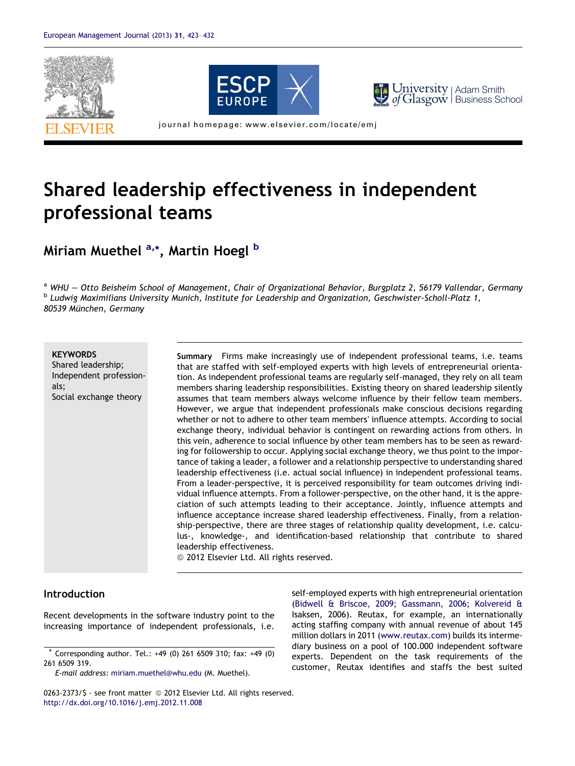# Shared leadership effectiveness in independent professional teams

**Miriam Muethel [a,*], Martin Hoegl [b]**

[a] *WHU — Otto Beisheim School of Management, Chair of Organizational Behavior, Burgplatz 2, 56179 Vallendar, Germany*
[b] *Ludwig Maximilians University Munich, Institute for Leadership and Organization, Geschwister-Scholl-Platz 1, 80539 München, Germany*

**KEYWORDS**
Shared leadership;
Independent professionals;
Social exchange theory

**Summary** Firms make increasingly use of independent professional teams, i.e. teams that are staffed with self-employed experts with high levels of entrepreneurial orientation. As independent professional teams are regularly self-managed, they rely on all team members sharing leadership responsibilities. Existing theory on shared leadership silently assumes that team members always welcome influence by their fellow team members. However, we argue that independent professionals make conscious decisions regarding whether or not to adhere to other team members' influence attempts. According to social exchange theory, individual behavior is contingent on rewarding actions from others. In this vein, adherence to social influence by other team members has to be seen as rewarding for followership to occur. Applying social exchange theory, we thus point to the importance of taking a leader, a follower and a relationship perspective to understanding shared leadership effectiveness (i.e. actual social influence) in independent professional teams. From a leader-perspective, it is perceived responsibility for team outcomes driving individual influence attempts. From a follower-perspective, on the other hand, it is the appreciation of such attempts leading to their acceptance. Jointly, influence attempts and influence acceptance increase shared leadership effectiveness. Finally, from a relationship-perspective, there are three stages of relationship quality development, i.e. calculus-, knowledge-, and identification-based relationship that contribute to shared leadership effectiveness.
© 2012 Elsevier Ltd. All rights reserved.

## Introduction

Recent developments in the software industry point to the increasing importance of independent professionals, i.e. self-employed experts with high entrepreneurial orientation (Bidwell & Briscoe, 2009; Gassmann, 2006; Kolvereid & Isaksen, 2006). Reutax, for example, an internationally acting staffing company with annual revenue of about 145 million dollars in 2011 (www.reutax.com) builds its intermediary business on a pool of 100.000 independent software experts. Dependent on the task requirements of the customer, Reutax identifies and staffs the best suited

\* Corresponding author. Tel.: +49 (0) 261 6509 310; fax: +49 (0) 261 6509 319.
*E-mail address:* miriam.muethel@whu.edu (M. Muethel).

0263-2373/$ - see front matter © 2012 Elsevier Ltd. All rights reserved.
http://dx.doi.org/10.1016/j.emj.2012.11.008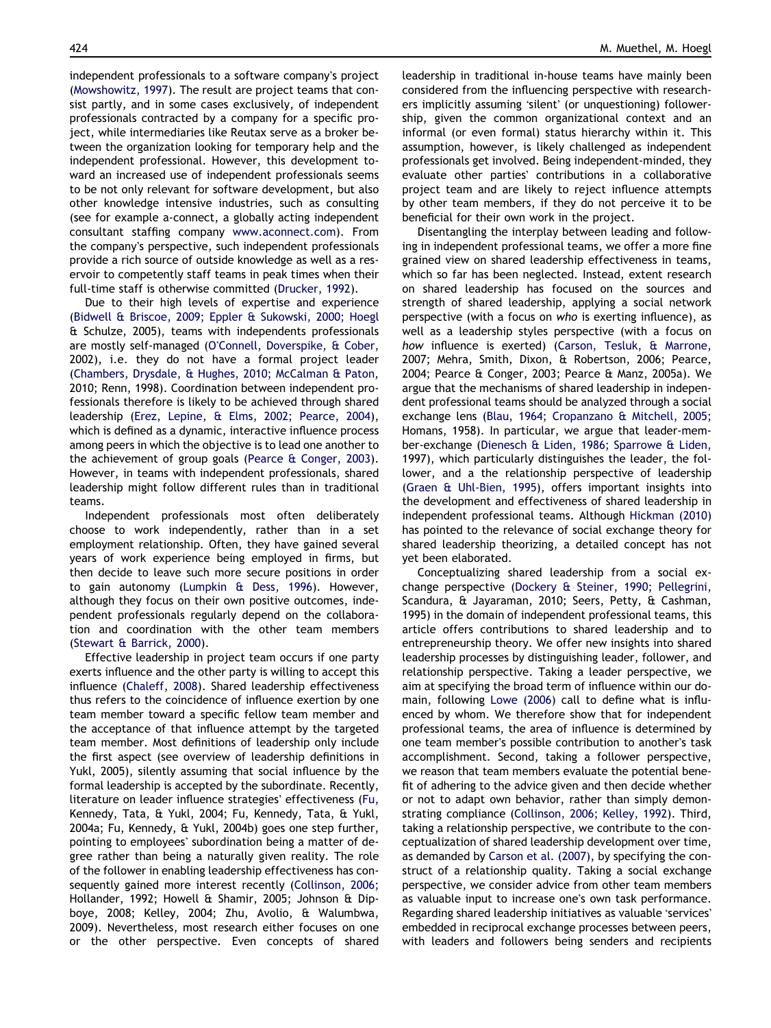independent professionals to a software company's project (Mowshowitz, 1997). The result are project teams that consist partly, and in some cases exclusively, of independent professionals contracted by a company for a specific project, while intermediaries like Reutax serve as a broker between the organization looking for temporary help and the independent professional. However, this development toward an increased use of independent professionals seems to be not only relevant for software development, but also other knowledge intensive industries, such as consulting (see for example a-connect, a globally acting independent consultant staffing company www.aconnect.com). From the company's perspective, such independent professionals provide a rich source of outside knowledge as well as a reservoir to competently staff teams in peak times when their full-time staff is otherwise committed (Drucker, 1992).

Due to their high levels of expertise and experience (Bidwell & Briscoe, 2009; Eppler & Sukowski, 2000; Hoegl & Schulze, 2005), teams with independents professionals are mostly self-managed (O'Connell, Doverspike, & Cober, 2002), i.e. they do not have a formal project leader (Chambers, Drysdale, & Hughes, 2010; McCalman & Paton, 2010; Renn, 1998). Coordination between independent professionals therefore is likely to be achieved through shared leadership (Erez, Lepine, & Elms, 2002; Pearce, 2004), which is defined as a dynamic, interactive influence process among peers in which the objective is to lead one another to the achievement of group goals (Pearce & Conger, 2003). However, in teams with independent professionals, shared leadership might follow different rules than in traditional teams.

Independent professionals most often deliberately choose to work independently, rather than in a set employment relationship. Often, they have gained several years of work experience being employed in firms, but then decide to leave such more secure positions in order to gain autonomy (Lumpkin & Dess, 1996). However, although they focus on their own positive outcomes, independent professionals regularly depend on the collaboration and coordination with the other team members (Stewart & Barrick, 2000).

Effective leadership in project team occurs if one party exerts influence and the other party is willing to accept this influence (Chaleff, 2008). Shared leadership effectiveness thus refers to the coincidence of influence exertion by one team member toward a specific fellow team member and the acceptance of that influence attempt by the targeted team member. Most definitions of leadership only include the first aspect (see overview of leadership definitions in Yukl, 2005), silently assuming that social influence by the formal leadership is accepted by the subordinate. Recently, literature on leader influence strategies' effectiveness (Fu, Kennedy, Tata, & Yukl, 2004; Fu, Kennedy, Tata, & Yukl, 2004a; Fu, Kennedy, & Yukl, 2004b) goes one step further, pointing to employees' subordination being a matter of degree rather than being a naturally given reality. The role of the follower in enabling leadership effectiveness has consequently gained more interest recently (Collinson, 2006; Hollander, 1992; Howell & Shamir, 2005; Johnson & Dipboye, 2008; Kelley, 2004; Zhu, Avolio, & Walumbwa, 2009). Nevertheless, most research either focuses on one or the other perspective. Even concepts of shared leadership in traditional in-house teams have mainly been considered from the influencing perspective with researchers implicitly assuming 'silent' (or unquestioning) followership, given the common organizational context and an informal (or even formal) status hierarchy within it. This assumption, however, is likely challenged as independent professionals get involved. Being independent-minded, they evaluate other parties' contributions in a collaborative project team and are likely to reject influence attempts by other team members, if they do not perceive it to be beneficial for their own work in the project.

Disentangling the interplay between leading and following in independent professional teams, we offer a more fine grained view on shared leadership effectiveness in teams, which so far has been neglected. Instead, extent research on shared leadership has focused on the sources and strength of shared leadership, applying a social network perspective (with a focus on *who* is exerting influence), as well as a leadership styles perspective (with a focus on *how* influence is exerted) (Carson, Tesluk, & Marrone, 2007; Mehra, Smith, Dixon, & Robertson, 2006; Pearce, 2004; Pearce & Conger, 2003; Pearce & Manz, 2005a). We argue that the mechanisms of shared leadership in independent professional teams should be analyzed through a social exchange lens (Blau, 1964; Cropanzano & Mitchell, 2005; Homans, 1958). In particular, we argue that leader-member-exchange (Dienesch & Liden, 1986; Sparrowe & Liden, 1997), which particularly distinguishes the leader, the follower, and a the relationship perspective of leadership (Graen & Uhl-Bien, 1995), offers important insights into the development and effectiveness of shared leadership in independent professional teams. Although Hickman (2010) has pointed to the relevance of social exchange theory for shared leadership theorizing, a detailed concept has not yet been elaborated.

Conceptualizing shared leadership from a social exchange perspective (Dockery & Steiner, 1990; Pellegrini, Scandura, & Jayaraman, 2010; Seers, Petty, & Cashman, 1995) in the domain of independent professional teams, this article offers contributions to shared leadership and to entrepreneurship theory. We offer new insights into shared leadership processes by distinguishing leader, follower, and relationship perspective. Taking a leader perspective, we aim at specifying the broad term of influence within our domain, following Lowe (2006) call to define what is influenced by whom. We therefore show that for independent professional teams, the area of influence is determined by one team member's possible contribution to another's task accomplishment. Second, taking a follower perspective, we reason that team members evaluate the potential benefit of adhering to the advice given and then decide whether or not to adapt own behavior, rather than simply demonstrating compliance (Collinson, 2006; Kelley, 1992). Third, taking a relationship perspective, we contribute to the conceptualization of shared leadership development over time, as demanded by Carson et al. (2007), by specifying the construct of a relationship quality. Taking a social exchange perspective, we consider advice from other team members as valuable input to increase one's own task performance. Regarding shared leadership initiatives as valuable 'services' embedded in reciprocal exchange processes between peers, with leaders and followers being senders and recipients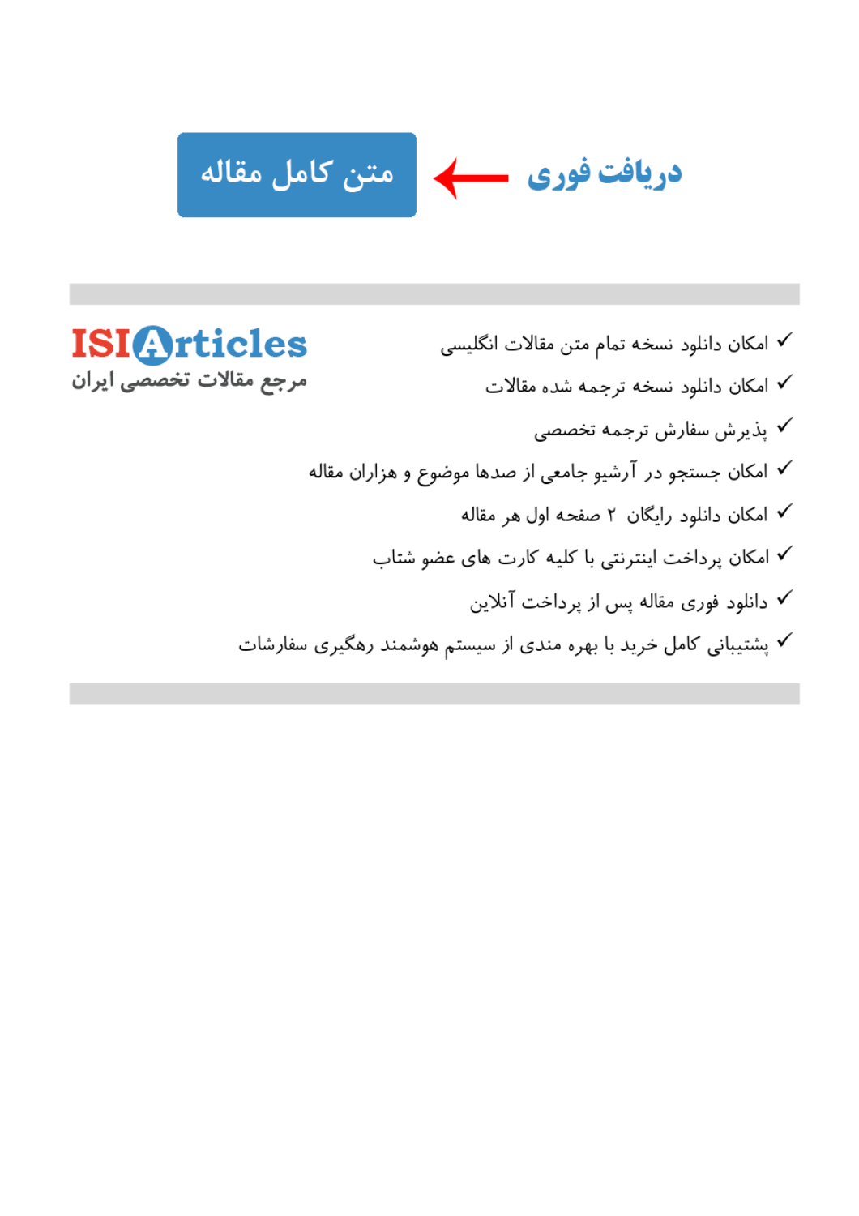دریافت فوری ← **متن کامل مقاله**

**ISIArticles**
مرجع مقالات تخصصی ایران

- ✓ امکان دانلود نسخه تمام متن مقالات انگلیسی
- ✓ امکان دانلود نسخه ترجمه شده مقالات
- ✓ پذیرش سفارش ترجمه تخصصی
- ✓ امکان جستجو در آرشیو جامعی از صدها موضوع و هزاران مقاله
- ✓ امکان دانلود رایگان ۲ صفحه اول هر مقاله
- ✓ امکان پرداخت اینترنتی با کلیه کارت های عضو شتاب
- ✓ دانلود فوری مقاله پس از پرداخت آنلاین
- ✓ پشتیبانی کامل خرید با بهره مندی از سیستم هوشمند رهگیری سفارشات